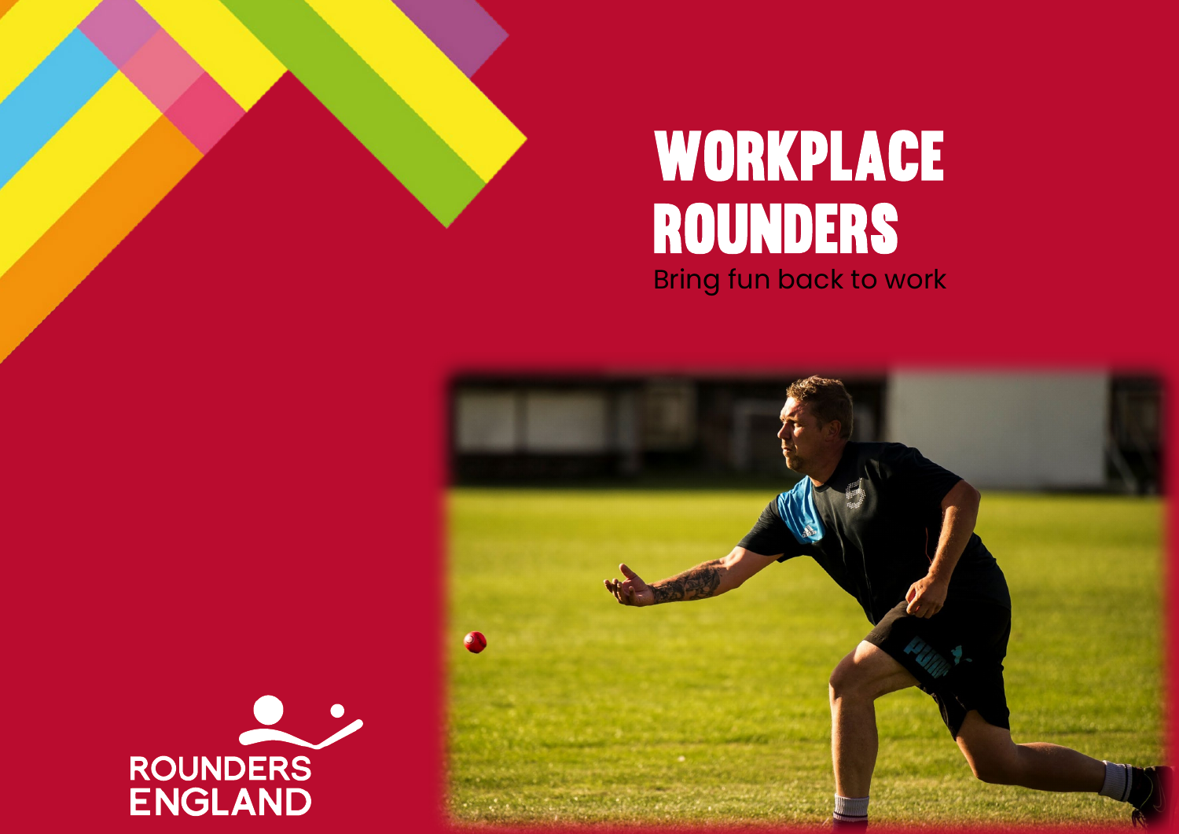# WORKPLACE ROUNDERS

Bring fun back to work

ROUNDERS ENGLAND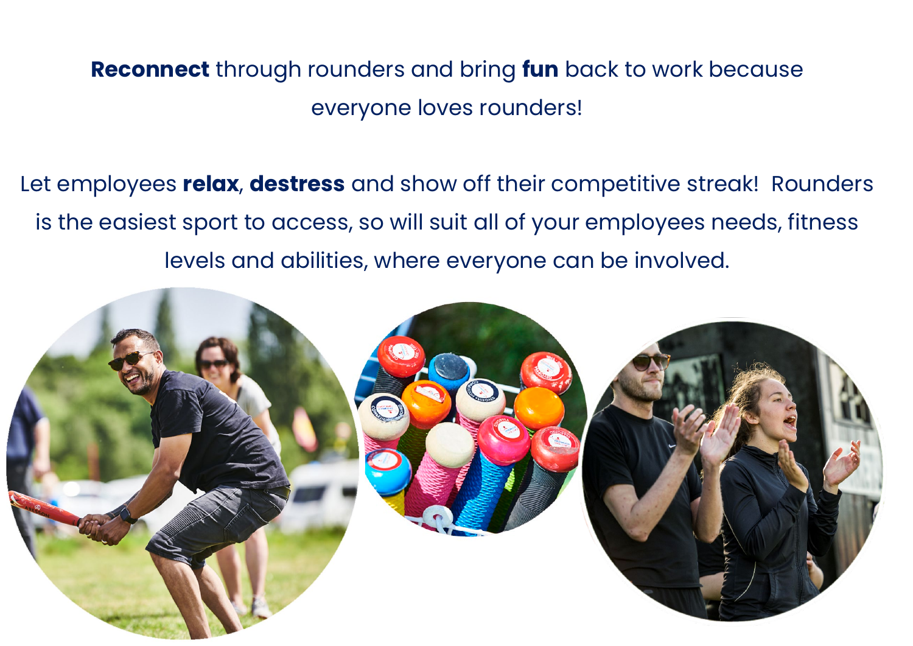**Reconnect** through rounders and bring **fun** back to work because everyone loves rounders!

Let employees **relax**, **destress** and show off their competitive streak!  Rounders is the easiest sport to access, so will suit all of your employees needs, fitness levels and abilities, where everyone can be involved.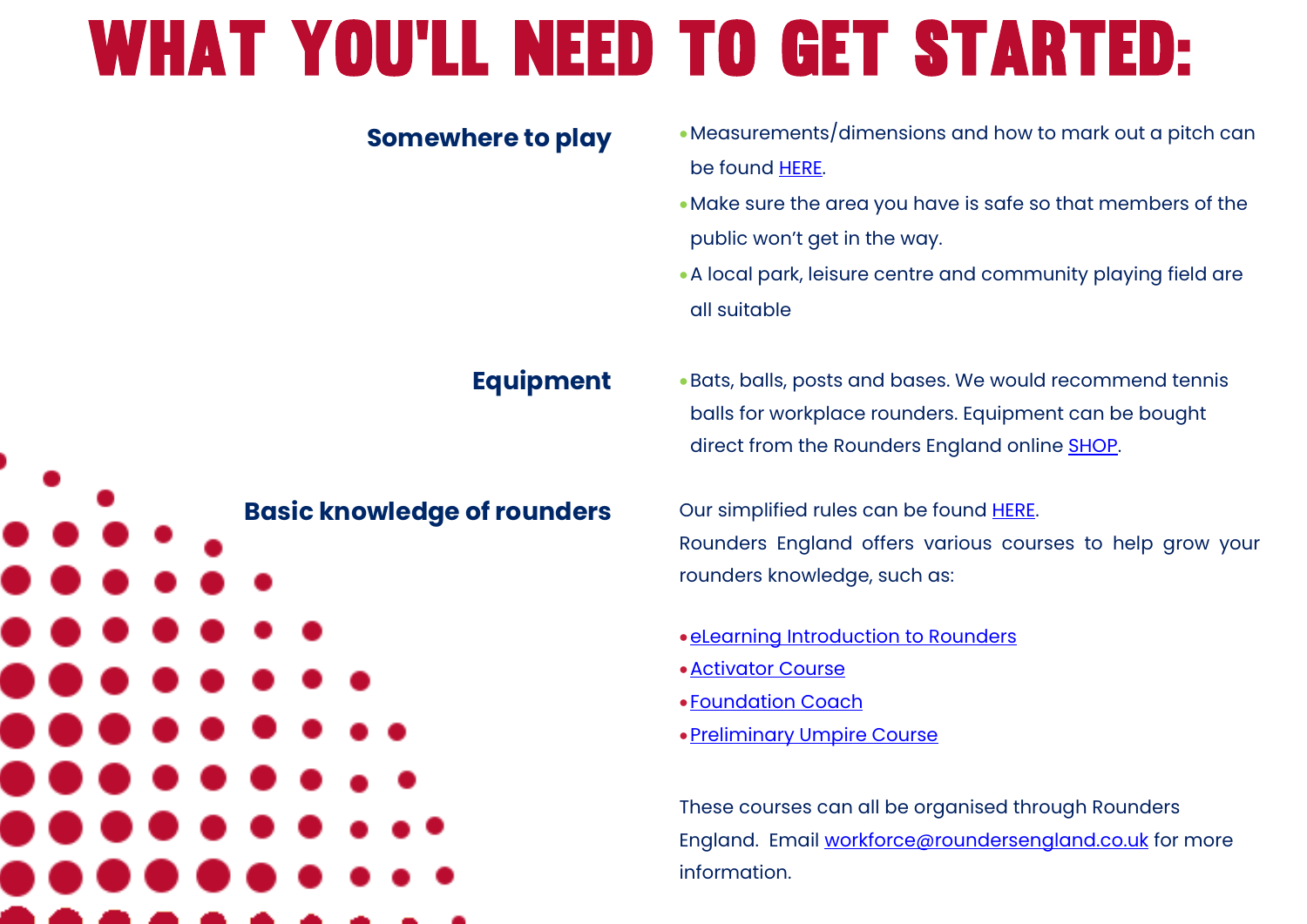# WHAT YOU'LL NEED TO GET STARTED:

### Somewhere to play

- Measurements/dimensions and how to mark out a pitch can be found HERE.
- Make sure the area you have is safe so that members of the public won't get in the way.
- A local park, leisure centre and community playing field are all suitable

### Equipment

- Bats, balls, posts and bases. We would recommend tennis balls for workplace rounders. Equipment can be bought direct from the Rounders England online SHOP.

### Basic knowledge of rounders

Our simplified rules can be found HERE.
Rounders England offers various courses to help grow your rounders knowledge, such as:

- eLearning Introduction to Rounders
- Activator Course
- Foundation Coach
- Preliminary Umpire Course

These courses can all be organised through Rounders England. Email workforce@roundersengland.co.uk for more information.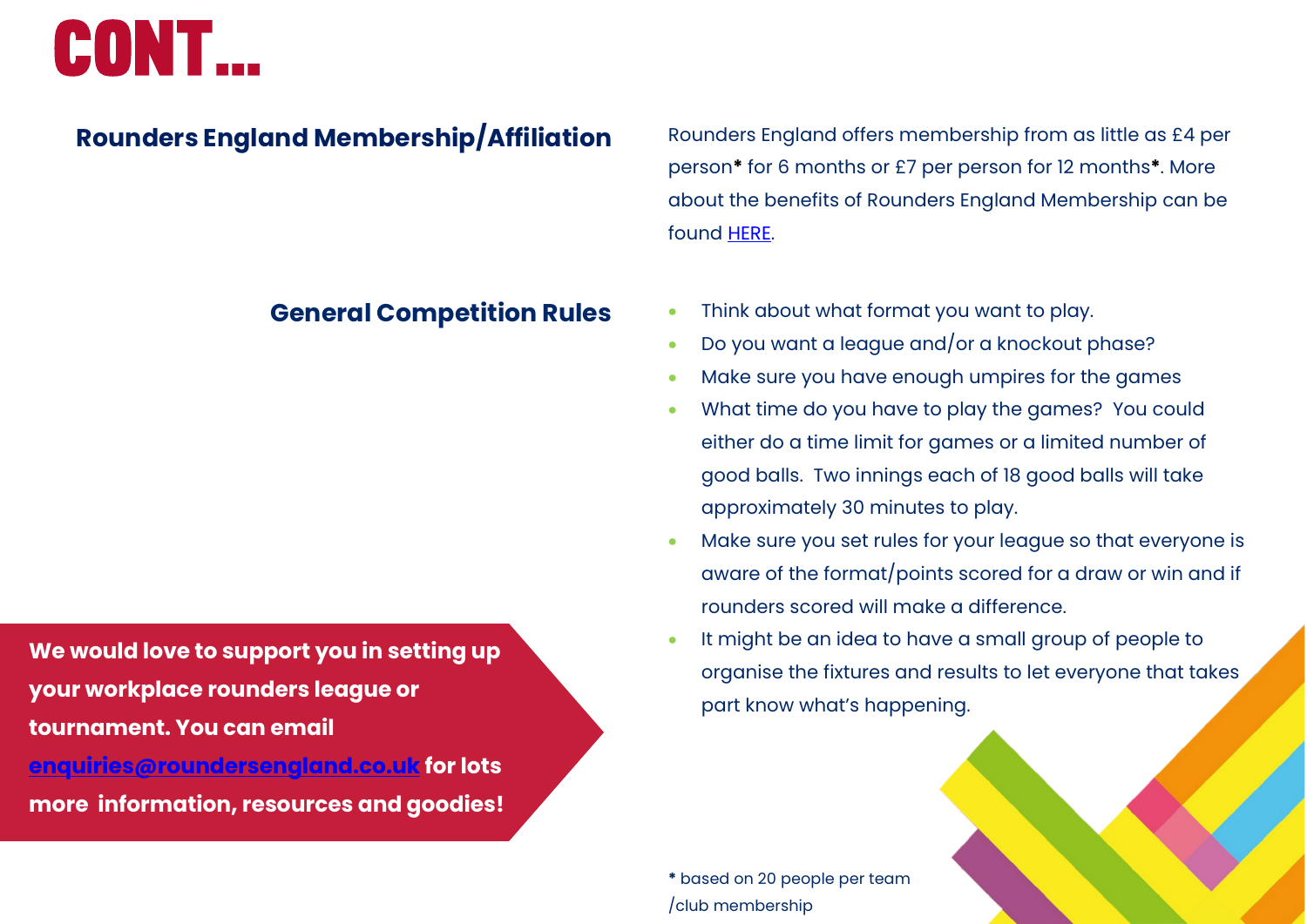# CONT...

## Rounders England Membership/Affiliation

Rounders England offers membership from as little as £4 per person* for 6 months or £7 per person for 12 months*. More about the benefits of Rounders England Membership can be found HERE.

## General Competition Rules

- Think about what format you want to play.
- Do you want a league and/or a knockout phase?
- Make sure you have enough umpires for the games
- What time do you have to play the games? You could either do a time limit for games or a limited number of good balls. Two innings each of 18 good balls will take approximately 30 minutes to play.
- Make sure you set rules for your league so that everyone is aware of the format/points scored for a draw or win and if rounders scored will make a difference.
- It might be an idea to have a small group of people to organise the fixtures and results to let everyone that takes part know what's happening.

**We would love to support you in setting up your workplace rounders league or tournament. You can email enquiries@roundersengland.co.uk for lots more information, resources and goodies!**

* based on 20 people per team /club membership